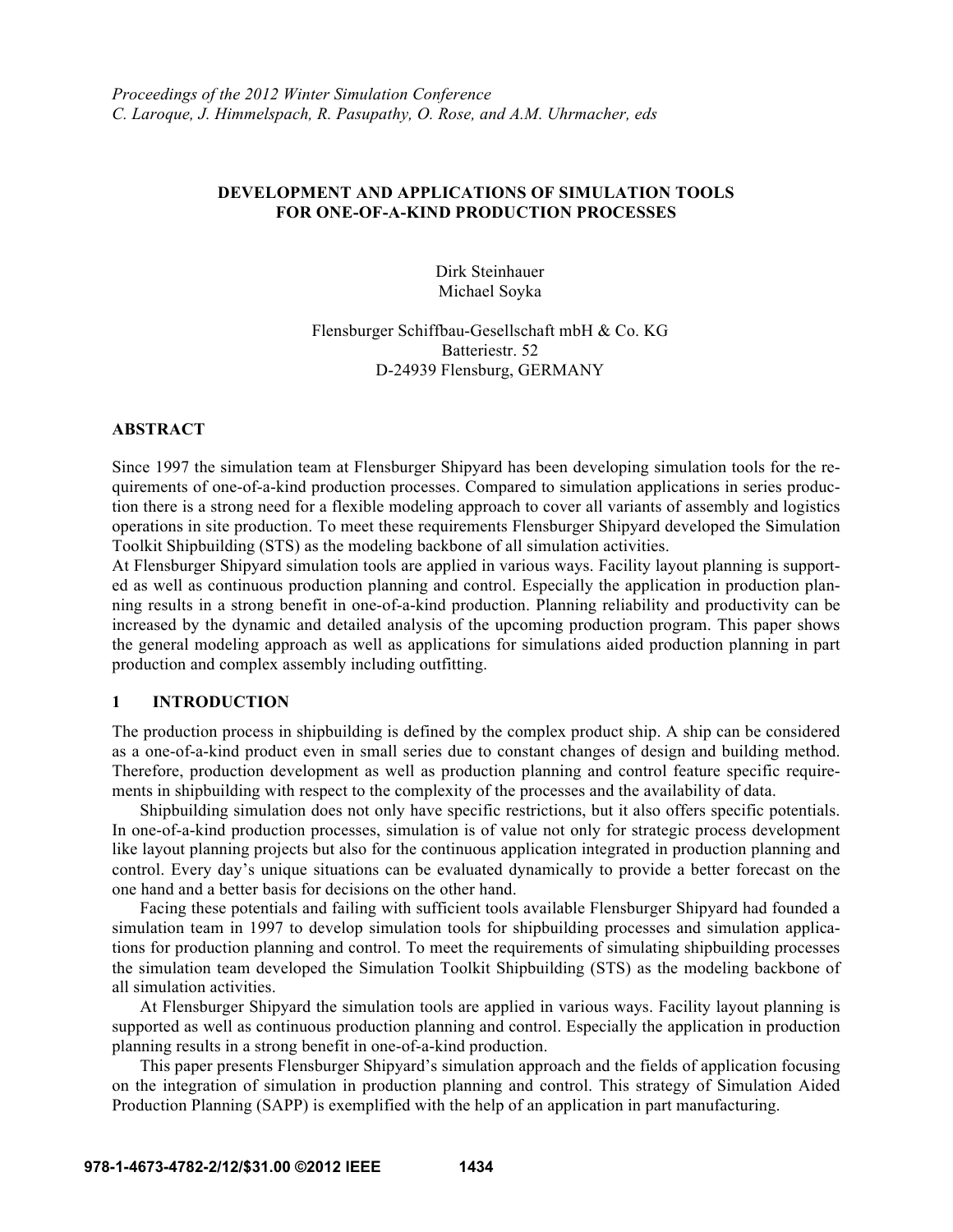*Proceedings of the 2012 Winter Simulation Conference*
*C. Laroque, J. Himmelspach, R. Pasupathy, O. Rose, and A.M. Uhrmacher, eds*

# DEVELOPMENT AND APPLICATIONS OF SIMULATION TOOLS FOR ONE-OF-A-KIND PRODUCTION PROCESSES

Dirk Steinhauer
Michael Soyka

Flensburger Schiffbau-Gesellschaft mbH & Co. KG
Batteriestr. 52
D-24939 Flensburg, GERMANY

## ABSTRACT

Since 1997 the simulation team at Flensburger Shipyard has been developing simulation tools for the requirements of one-of-a-kind production processes. Compared to simulation applications in series production there is a strong need for a flexible modeling approach to cover all variants of assembly and logistics operations in site production. To meet these requirements Flensburger Shipyard developed the Simulation Toolkit Shipbuilding (STS) as the modeling backbone of all simulation activities.
At Flensburger Shipyard simulation tools are applied in various ways. Facility layout planning is supported as well as continuous production planning and control. Especially the application in production planning results in a strong benefit in one-of-a-kind production. Planning reliability and productivity can be increased by the dynamic and detailed analysis of the upcoming production program. This paper shows the general modeling approach as well as applications for simulations aided production planning in part production and complex assembly including outfitting.

## 1 INTRODUCTION

The production process in shipbuilding is defined by the complex product ship. A ship can be considered as a one-of-a-kind product even in small series due to constant changes of design and building method. Therefore, production development as well as production planning and control feature specific requirements in shipbuilding simulation with respect to the complexity of the processes and the availability of data.

Shipbuilding simulation does not only have specific restrictions, but it also offers specific potentials. In one-of-a-kind production processes, simulation is of value not only for strategic process development like layout planning projects but also for the continuous application integrated in production planning and control. Every day's unique situations can be evaluated dynamically to provide a better forecast on the one hand and a better basis for decisions on the other hand.

Facing these potentials and failing with sufficient tools available Flensburger Shipyard had founded a simulation team in 1997 to develop simulation tools for shipbuilding processes and simulation applications for production planning and control. To meet the requirements of simulating shipbuilding processes the simulation team developed the Simulation Toolkit Shipbuilding (STS) as the modeling backbone of all simulation activities.

At Flensburger Shipyard the simulation tools are applied in various ways. Facility layout planning is supported as well as continuous production planning and control. Especially the application in production planning results in a strong benefit in one-of-a-kind production.

This paper presents Flensburger Shipyard's simulation approach and the fields of application focusing on the integration of simulation in production planning and control. This strategy of Simulation Aided Production Planning (SAPP) is exemplified with the help of an application in part manufacturing.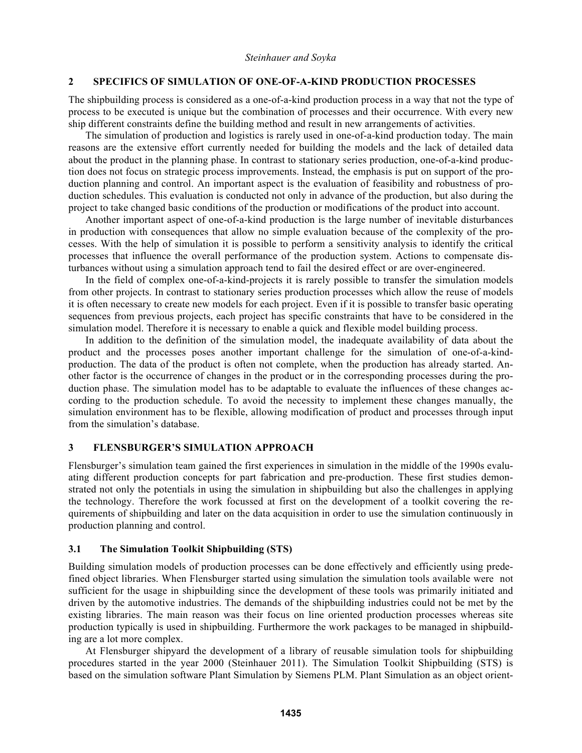## 2 SPECIFICS OF SIMULATION OF ONE-OF-A-KIND PRODUCTION PROCESSES

The shipbuilding process is considered as a one-of-a-kind production process in a way that not the type of process to be executed is unique but the combination of processes and their occurrence. With every new ship different constraints define the building method and result in new arrangements of activities.

The simulation of production and logistics is rarely used in one-of-a-kind production today. The main reasons are the extensive effort currently needed for building the models and the lack of detailed data about the product in the planning phase. In contrast to stationary series production, one-of-a-kind production does not focus on strategic process improvements. Instead, the emphasis is put on support of the production planning and control. An important aspect is the evaluation of feasibility and robustness of production schedules. This evaluation is conducted not only in advance of the production, but also during the project to take changed basic conditions of the production or modifications of the product into account.

Another important aspect of one-of-a-kind production is the large number of inevitable disturbances in production with consequences that allow no simple evaluation because of the complexity of the processes. With the help of simulation it is possible to perform a sensitivity analysis to identify the critical processes that influence the overall performance of the production system. Actions to compensate disturbances without using a simulation approach tend to fail the desired effect or are over-engineered.

In the field of complex one-of-a-kind-projects it is rarely possible to transfer the simulation models from other projects. In contrast to stationary series production processes which allow the reuse of models it is often necessary to create new models for each project. Even if it is possible to transfer basic operating sequences from previous projects, each project has specific constraints that have to be considered in the simulation model. Therefore it is necessary to enable a quick and flexible model building process.

In addition to the definition of the simulation model, the inadequate availability of data about the product and the processes poses another important challenge for the simulation of one-of-a-kind-production. The data of the product is often not complete, when the production has already started. Another factor is the occurrence of changes in the product or in the corresponding processes during the production phase. The simulation model has to be adaptable to evaluate the influences of these changes according to the production schedule. To avoid the necessity to implement these changes manually, the simulation environment has to be flexible, allowing modification of product and processes through input from the simulation's database.

## 3 FLENSBURGER'S SIMULATION APPROACH

Flensburger's simulation team gained the first experiences in simulation in the middle of the 1990s evaluating different production concepts for part fabrication and pre-production. These first studies demonstrated not only the potentials in using the simulation in shipbuilding but also the challenges in applying the technology. Therefore the work focussed at first on the development of a toolkit covering the requirements of shipbuilding and later on the data acquisition in order to use the simulation continuously in production planning and control.

### 3.1 The Simulation Toolkit Shipbuilding (STS)

Building simulation models of production processes can be done effectively and efficiently using predefined object libraries. When Flensburger started using simulation the simulation tools available were not sufficient for the usage in shipbuilding since the development of these tools was primarily initiated and driven by the automotive industries. The demands of the shipbuilding industries could not be met by the existing libraries. The main reason was their focus on line oriented production processes whereas site production typically is used in shipbuilding. Furthermore the work packages to be managed in shipbuilding are a lot more complex.

At Flensburger shipyard the development of a library of reusable simulation tools for shipbuilding procedures started in the year 2000 (Steinhauer 2011). The Simulation Toolkit Shipbuilding (STS) is based on the simulation software Plant Simulation by Siemens PLM. Plant Simulation as an object orient-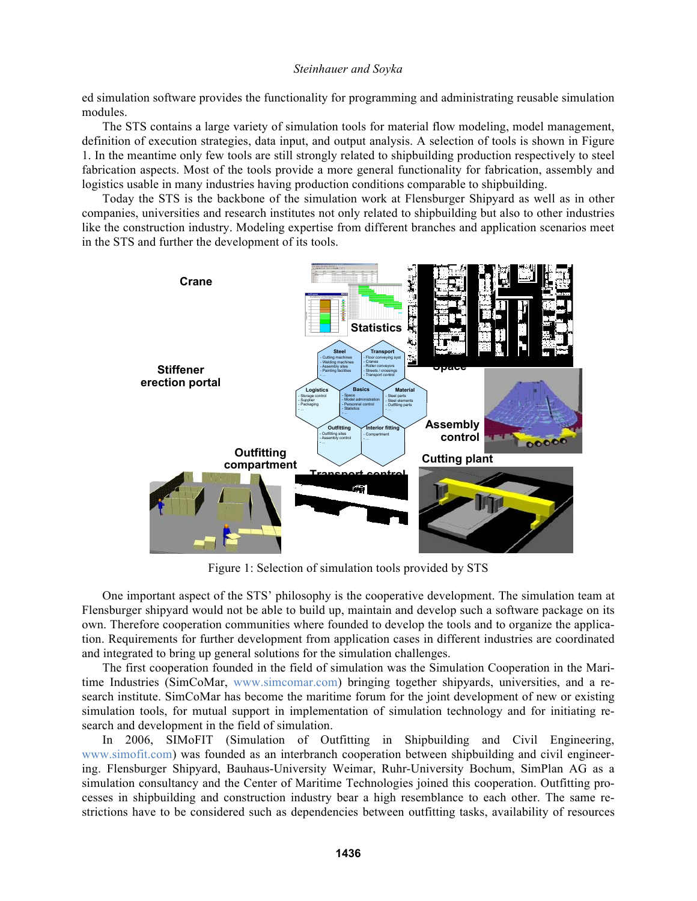ed simulation software provides the functionality for programming and administrating reusable simulation modules.

The STS contains a large variety of simulation tools for material flow modeling, model management, definition of execution strategies, data input, and output analysis. A selection of tools is shown in Figure 1. In the meantime only few tools are still strongly related to shipbuilding production respectively to steel fabrication aspects. Most of the tools provide a more general functionality for fabrication, assembly and logistics usable in many industries having production conditions comparable to shipbuilding.

Today the STS is the backbone of the simulation work at Flensburger Shipyard as well as in other companies, universities and research institutes not only related to shipbuilding but also to other industries like the construction industry. Modeling expertise from different branches and application scenarios meet in the STS and further the development of its tools.

Crane

Statistics

Space

Stiffener erection portal

Steel
- Cutting machines
- Welding machines
- Assembly sites
- Painting facilities
- ...

Transport
- Floor conveying syst.
- Cranes
- Roller conveyors
- Streets / crossings
- Transport control
- ...

Logistics
- Storage control
- Supplier
- Packaging
- ...

Basics
- Space
- Model administration
- Personnel control
- Statistics
- ...

Material
- Steel parts
- Steel elements
- Outfitting parts
- ...

Outfitting
- Outfitting sites
- Assembly control
- ...

Interior fitting
- Compartment
- ...

Assembly control

Outfitting compartment

Cutting plant

Transport control

Figure 1: Selection of simulation tools provided by STS

One important aspect of the STS' philosophy is the cooperative development. The simulation team at Flensburger shipyard would not be able to build up, maintain and develop such a software package on its own. Therefore cooperation communities where founded to develop the tools and to organize the application. Requirements for further development from application cases in different industries are coordinated and integrated to bring up general solutions for the simulation challenges.

The first cooperation founded in the field of simulation was the Simulation Cooperation in the Maritime Industries (SimCoMar, www.simcomar.com) bringing together shipyards, universities, and a research institute. SimCoMar has become the maritime forum for the joint development of new or existing simulation tools, for mutual support in implementation of simulation technology and for initiating research and development in the field of simulation.

In 2006, SIMoFIT (Simulation of Outfitting in Shipbuilding and Civil Engineering, www.simofit.com) was founded as an interbranch cooperation between shipbuilding and civil engineering. Flensburger Shipyard, Bauhaus-University Weimar, Ruhr-University Bochum, SimPlan AG as a simulation consultancy and the Center of Maritime Technologies joined this cooperation. Outfitting processes in shipbuilding and construction industry bear a high resemblance to each other. The same restrictions have to be considered such as dependencies between outfitting tasks, availability of resources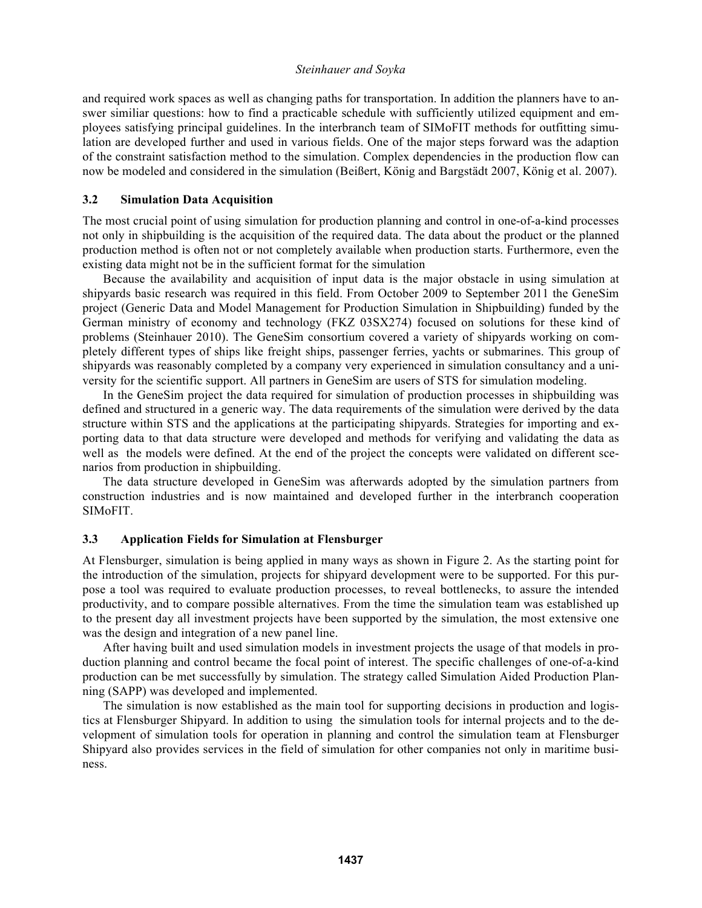and required work spaces as well as changing paths for transportation. In addition the planners have to answer similiar questions: how to find a practicable schedule with sufficiently utilized equipment and employees satisfying principal guidelines. In the interbranch team of SIMoFIT methods for outfitting simulation are developed further and used in various fields. One of the major steps forward was the adaption of the constraint satisfaction method to the simulation. Complex dependencies in the production flow can now be modeled and considered in the simulation (Beißert, König and Bargstädt 2007, König et al. 2007).

### 3.2 Simulation Data Acquisition

The most crucial point of using simulation for production planning and control in one-of-a-kind processes not only in shipbuilding is the acquisition of the required data. The data about the product or the planned production method is often not or not completely available when production starts. Furthermore, even the existing data might not be in the sufficient format for the simulation

Because the availability and acquisition of input data is the major obstacle in using simulation at shipyards basic research was required in this field. From October 2009 to September 2011 the GeneSim project (Generic Data and Model Management for Production Simulation in Shipbuilding) funded by the German ministry of economy and technology (FKZ 03SX274) focused on solutions for these kind of problems (Steinhauer 2010). The GeneSim consortium covered a variety of shipyards working on completely different types of ships like freight ships, passenger ferries, yachts or submarines. This group of shipyards was reasonably completed by a company very experienced in simulation consultancy and a university for the scientific support. All partners in GeneSim are users of STS for simulation modeling.

In the GeneSim project the data required for simulation of production processes in shipbuilding was defined and structured in a generic way. The data requirements of the simulation were derived by the data structure within STS and the applications at the participating shipyards. Strategies for importing and exporting data to that data structure were developed and methods for verifying and validating the data as well as the models were defined. At the end of the project the concepts were validated on different scenarios from production in shipbuilding.

The data structure developed in GeneSim was afterwards adopted by the simulation partners from construction industries and is now maintained and developed further in the interbranch cooperation SIMoFIT.

### 3.3 Application Fields for Simulation at Flensburger

At Flensburger, simulation is being applied in many ways as shown in Figure 2. As the starting point for the introduction of the simulation, projects for shipyard development were to be supported. For this purpose a tool was required to evaluate production processes, to reveal bottlenecks, to assure the intended productivity, and to compare possible alternatives. From the time the simulation team was established up to the present day all investment projects have been supported by the simulation, the most extensive one was the design and integration of a new panel line.

After having built and used simulation models in investment projects the usage of that models in production planning and control became the focal point of interest. The specific challenges of one-of-a-kind production can be met successfully by simulation. The strategy called Simulation Aided Production Planning (SAPP) was developed and implemented.

The simulation is now established as the main tool for supporting decisions in production and logistics at Flensburger Shipyard. In addition to using the simulation tools for internal projects and to the development of simulation tools for operation in planning and control the simulation team at Flensburger Shipyard also provides services in the field of simulation for other companies not only in maritime business.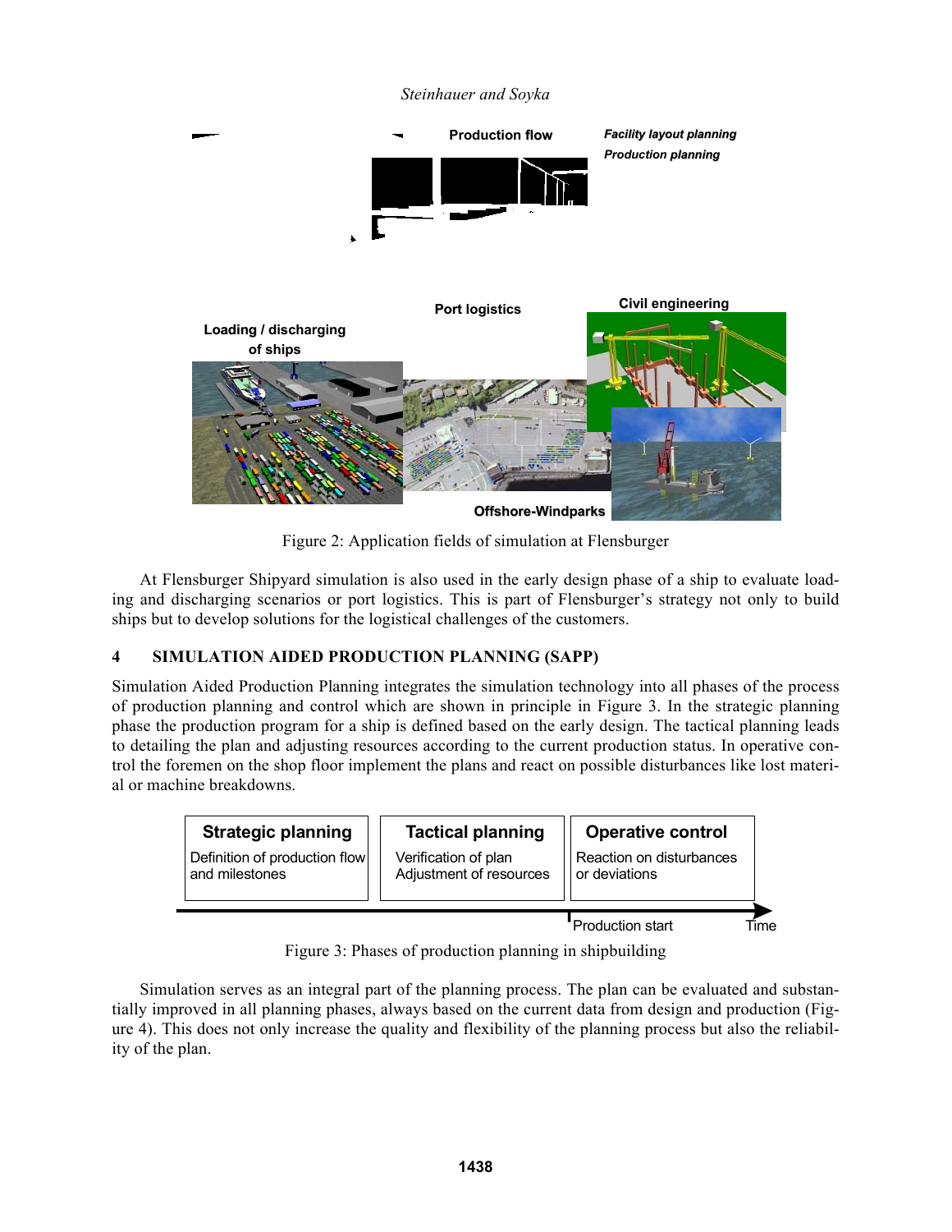Figure 2: Application fields of simulation at Flensburger

At Flensburger Shipyard simulation is also used in the early design phase of a ship to evaluate loading and discharging scenarios or port logistics. This is part of Flensburger's strategy not only to build ships but to develop solutions for the logistical challenges of the customers.

## 4 SIMULATION AIDED PRODUCTION PLANNING (SAPP)

Simulation Aided Production Planning integrates the simulation technology into all phases of the process of production planning and control which are shown in principle in Figure 3. In the strategic planning phase the production program for a ship is defined based on the early design. The tactical planning leads to detailing the plan and adjusting resources according to the current production status. In operative control the foremen on the shop floor implement the plans and react on possible disturbances like lost material or machine breakdowns.

| Strategic planning | Tactical planning | Operative control |
| --- | --- | --- |
| Definition of production flow and milestones | Verification of plan Adjustment of resources | Reaction on disturbances or deviations |

Production start — Time

Figure 3: Phases of production planning in shipbuilding

Simulation serves as an integral part of the planning process. The plan can be evaluated and substantially improved in all planning phases, always based on the current data from design and production (Figure 4). This does not only increase the quality and flexibility of the planning process but also the reliability of the plan.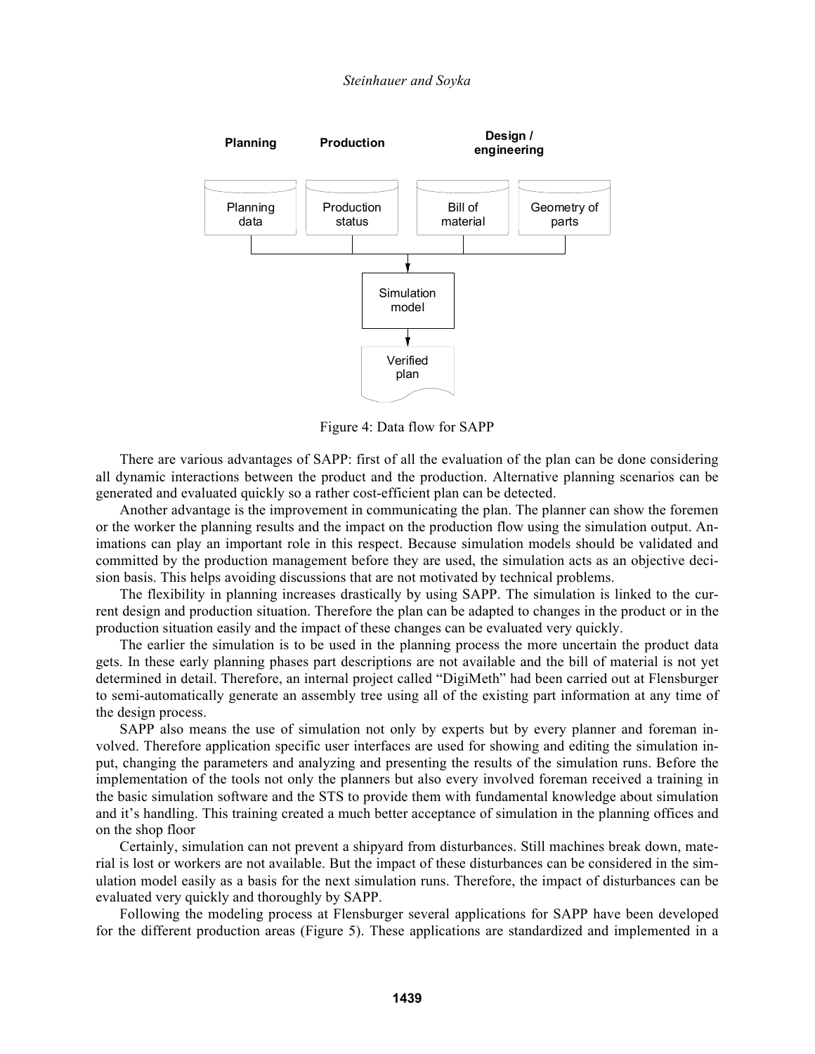Planning

Production

Design / engineering

Planning data

Production status

Bill of material

Geometry of parts

Simulation model

Verified plan

Figure 4: Data flow for SAPP

There are various advantages of SAPP: first of all the evaluation of the plan can be done considering all dynamic interactions between the product and the production. Alternative planning scenarios can be generated and evaluated quickly so a rather cost-efficient plan can be detected.

Another advantage is the improvement in communicating the plan. The planner can show the foremen or the worker the planning results and the impact on the production flow using the simulation output. Animations can play an important role in this respect. Because simulation models should be validated and committed by the production management before they are used, the simulation acts as an objective decision basis. This helps avoiding discussions that are not motivated by technical problems.

The flexibility in planning increases drastically by using SAPP. The simulation is linked to the current design and production situation. Therefore the plan can be adapted to changes in the product or in the production situation easily and the impact of these changes can be evaluated very quickly.

The earlier the simulation is to be used in the planning process the more uncertain the product data gets. In these early planning phases part descriptions are not available and the bill of material is not yet determined in detail. Therefore, an internal project called "DigiMeth" had been carried out at Flensburger to semi-automatically generate an assembly tree using all of the existing part information at any time of the design process.

SAPP also means the use of simulation not only by experts but by every planner and foreman involved. Therefore application specific user interfaces are used for showing and editing the simulation input, changing the parameters and analyzing and presenting the results of the simulation runs. Before the implementation of the tools not only the planners but also every involved foreman received a training in the basic simulation software and the STS to provide them with fundamental knowledge about simulation and it's handling. This training created a much better acceptance of simulation in the planning offices and on the shop floor

Certainly, simulation can not prevent a shipyard from disturbances. Still machines break down, material is lost or workers are not available. But the impact of these disturbances can be considered in the simulation model easily as a basis for the next simulation runs. Therefore, the impact of disturbances can be evaluated very quickly and thoroughly by SAPP.

Following the modeling process at Flensburger several applications for SAPP have been developed for the different production areas (Figure 5). These applications are standardized and implemented in a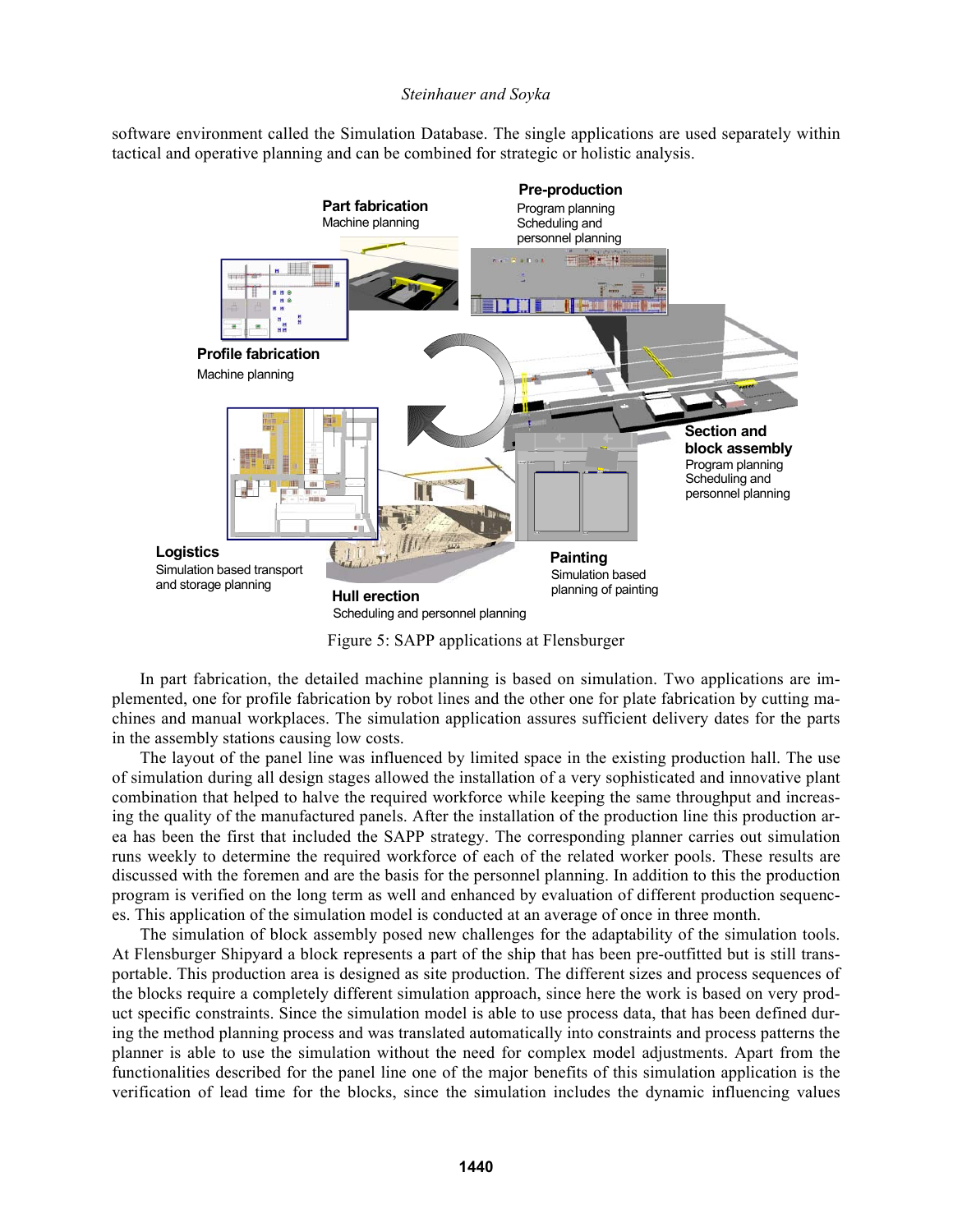software environment called the Simulation Database. The single applications are used separately within tactical and operative planning and can be combined for strategic or holistic analysis.

Part fabrication
Machine planning

Pre-production
Program planning
Scheduling and
personnel planning

Profile fabrication
Machine planning

Section and
block assembly
Program planning
Scheduling and
personnel planning

Logistics
Simulation based transport
and storage planning

Painting
Simulation based
planning of painting

Hull erection
Scheduling and personnel planning

Figure 5: SAPP applications at Flensburger

In part fabrication, the detailed machine planning is based on simulation. Two applications are implemented, one for profile fabrication by robot lines and the other one for plate fabrication by cutting machines and manual workplaces. The simulation application assures sufficient delivery dates for the parts in the assembly stations causing low costs.

The layout of the panel line was influenced by limited space in the existing production hall. The use of simulation during all design stages allowed the installation of a very sophisticated and innovative plant combination that helped to halve the required workforce while keeping the same throughput and increasing the quality of the manufactured panels. After the installation of the production line this production area has been the first that included the SAPP strategy. The corresponding planner carries out simulation runs weekly to determine the required workforce of each of the related worker pools. These results are discussed with the foremen and are the basis for the personnel planning. In addition to this the production program is verified on the long term as well and enhanced by evaluation of different production sequences. This application of the simulation model is conducted at an average of once in three month.

The simulation of block assembly posed new challenges for the adaptability of the simulation tools. At Flensburger Shipyard a block represents a part of the ship that has been pre-outfitted but is still transportable. This production area is designed as site production. The different sizes and process sequences of the blocks require a completely different simulation approach, since here the work is based on very product specific constraints. Since the simulation model is able to use process data, that has been defined during the method planning process and was translated automatically into constraints and process patterns the planner is able to use the simulation without the need for complex model adjustments. Apart from the functionalities described for the panel line one of the major benefits of this simulation application is the verification of lead time for the blocks, since the simulation includes the dynamic influencing values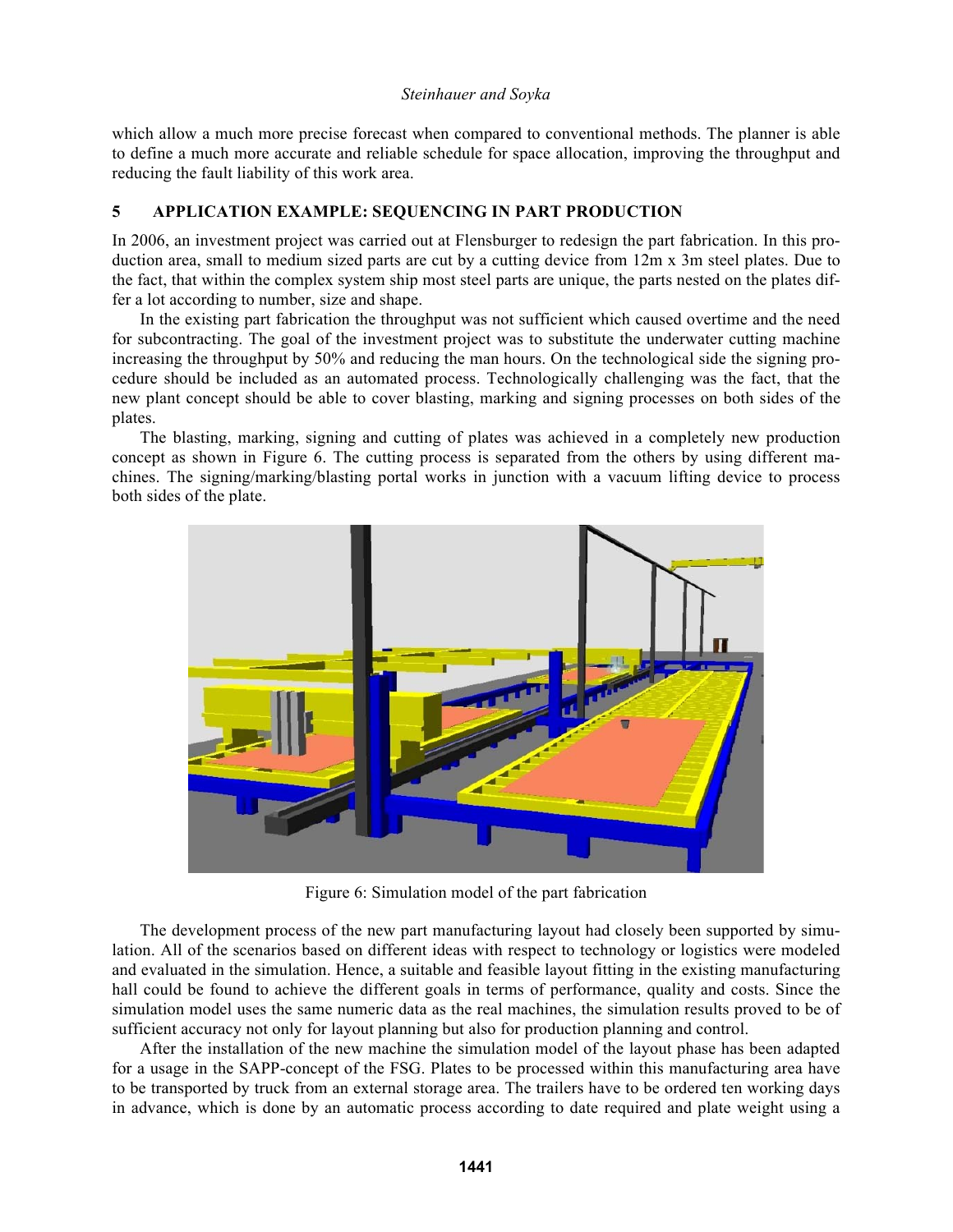which allow a much more precise forecast when compared to conventional methods. The planner is able to define a much more accurate and reliable schedule for space allocation, improving the throughput and reducing the fault liability of this work area.

## 5 APPLICATION EXAMPLE: SEQUENCING IN PART PRODUCTION

In 2006, an investment project was carried out at Flensburger to redesign the part fabrication. In this production area, small to medium sized parts are cut by a cutting device from 12m x 3m steel plates. Due to the fact, that within the complex system ship most steel parts are unique, the parts nested on the plates differ a lot according to number, size and shape.

In the existing part fabrication the throughput was not sufficient which caused overtime and the need for subcontracting. The goal of the investment project was to substitute the underwater cutting machine increasing the throughput by 50% and reducing the man hours. On the technological side the signing procedure should be included as an automated process. Technologically challenging was the fact, that the new plant concept should be able to cover blasting, marking and signing processes on both sides of the plates.

The blasting, marking, signing and cutting of plates was achieved in a completely new production concept as shown in Figure 6. The cutting process is separated from the others by using different machines. The signing/marking/blasting portal works in junction with a vacuum lifting device to process both sides of the plate.

Figure 6: Simulation model of the part fabrication

The development process of the new part manufacturing layout had closely been supported by simulation. All of the scenarios based on different ideas with respect to technology or logistics were modeled and evaluated in the simulation. Hence, a suitable and feasible layout fitting in the existing manufacturing hall could be found to achieve the different goals in terms of performance, quality and costs. Since the simulation model uses the same numeric data as the real machines, the simulation results proved to be of sufficient accuracy not only for layout planning but also for production planning and control.

After the installation of the new machine the simulation model of the layout phase has been adapted for a usage in the SAPP-concept of the FSG. Plates to be processed within this manufacturing area have to be transported by truck from an external storage area. The trailers have to be ordered ten working days in advance, which is done by an automatic process according to date required and plate weight using a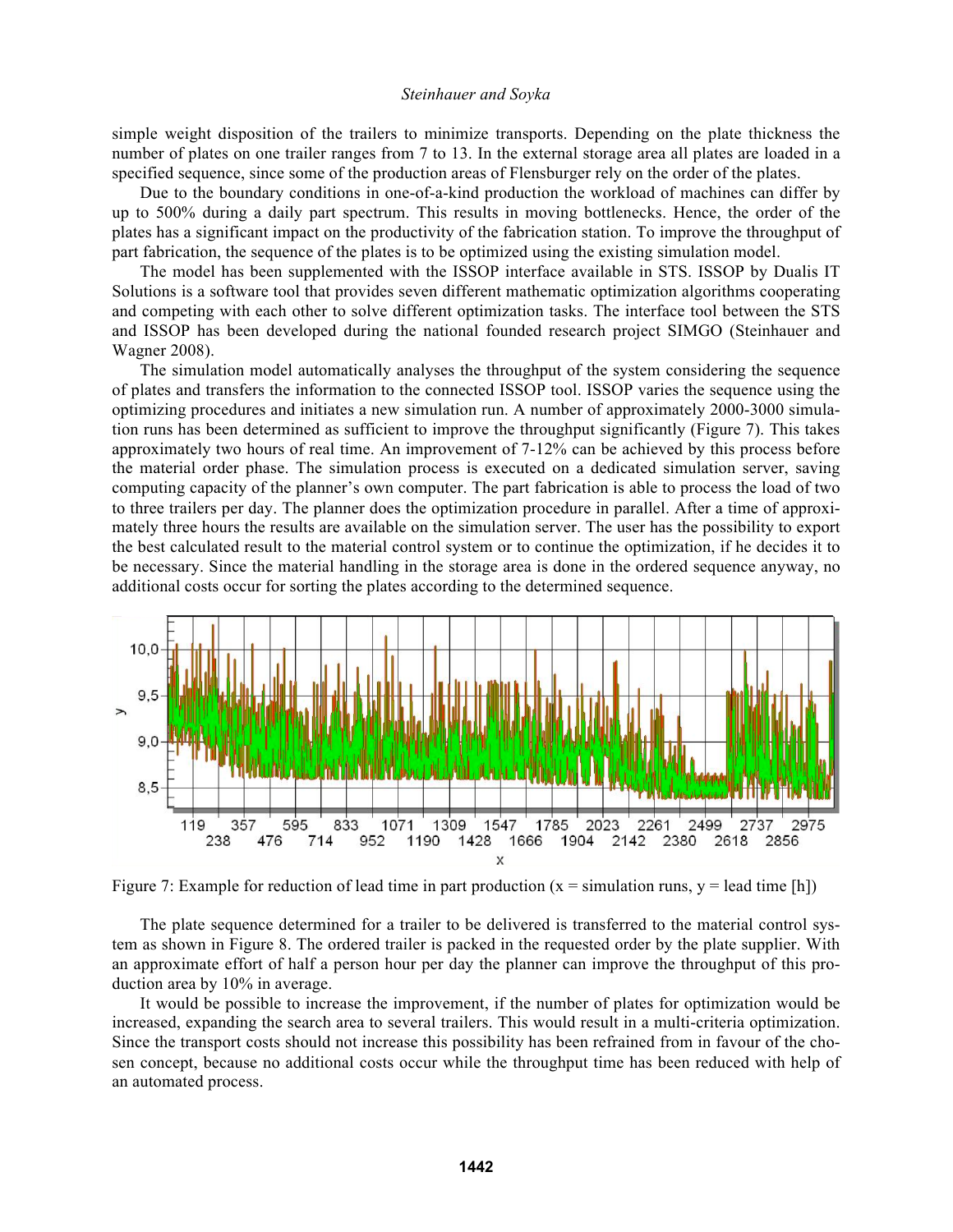simple weight disposition of the trailers to minimize transports. Depending on the plate thickness the number of plates on one trailer ranges from 7 to 13. In the external storage area all plates are loaded in a specified sequence, since some of the production areas of Flensburger rely on the order of the plates.

Due to the boundary conditions in one-of-a-kind production the workload of machines can differ by up to 500% during a daily part spectrum. This results in moving bottlenecks. Hence, the order of the plates has a significant impact on the productivity of the fabrication station. To improve the throughput of part fabrication, the sequence of the plates is to be optimized using the existing simulation model.

The model has been supplemented with the ISSOP interface available in STS. ISSOP by Dualis IT Solutions is a software tool that provides seven different mathematic optimization algorithms cooperating and competing with each other to solve different optimization tasks. The interface tool between the STS and ISSOP has been developed during the national founded research project SIMGO (Steinhauer and Wagner 2008).

The simulation model automatically analyses the throughput of the system considering the sequence of plates and transfers the information to the connected ISSOP tool. ISSOP varies the sequence using the optimizing procedures and initiates a new simulation run. A number of approximately 2000-3000 simulation runs has been determined as sufficient to improve the throughput significantly (Figure 7). This takes approximately two hours of real time. An improvement of 7-12% can be achieved by this process before the material order phase. The simulation process is executed on a dedicated simulation server, saving computing capacity of the planner's own computer. The part fabrication is able to process the load of two to three trailers per day. The planner does the optimization procedure in parallel. After a time of approximately three hours the results are available on the simulation server. The user has the possibility to export the best calculated result to the material control system or to continue the optimization, if he decides it to be necessary. Since the material handling in the storage area is done in the ordered sequence anyway, no additional costs occur for sorting the plates according to the determined sequence.

10,0
9,5
9,0
8,5
y
119 238 357 476 595 714 833 952 1071 1190 1309 1428 1547 1666 1785 1904 2023 2142 2261 2380 2499 2618 2737 2856 2975
x

Figure 7: Example for reduction of lead time in part production (x = simulation runs, y = lead time [h])

The plate sequence determined for a trailer to be delivered is transferred to the material control system as shown in Figure 8. The ordered trailer is packed in the requested order by the plate supplier. With an approximate effort of half a person hour per day the planner can improve the throughput of this production area by 10% in average.

It would be possible to increase the improvement, if the number of plates for optimization would be increased, expanding the search area to several trailers. This would result in a multi-criteria optimization. Since the transport costs should not increase this possibility has been refrained from in favour of the chosen concept, because no additional costs occur while the throughput time has been reduced with help of an automated process.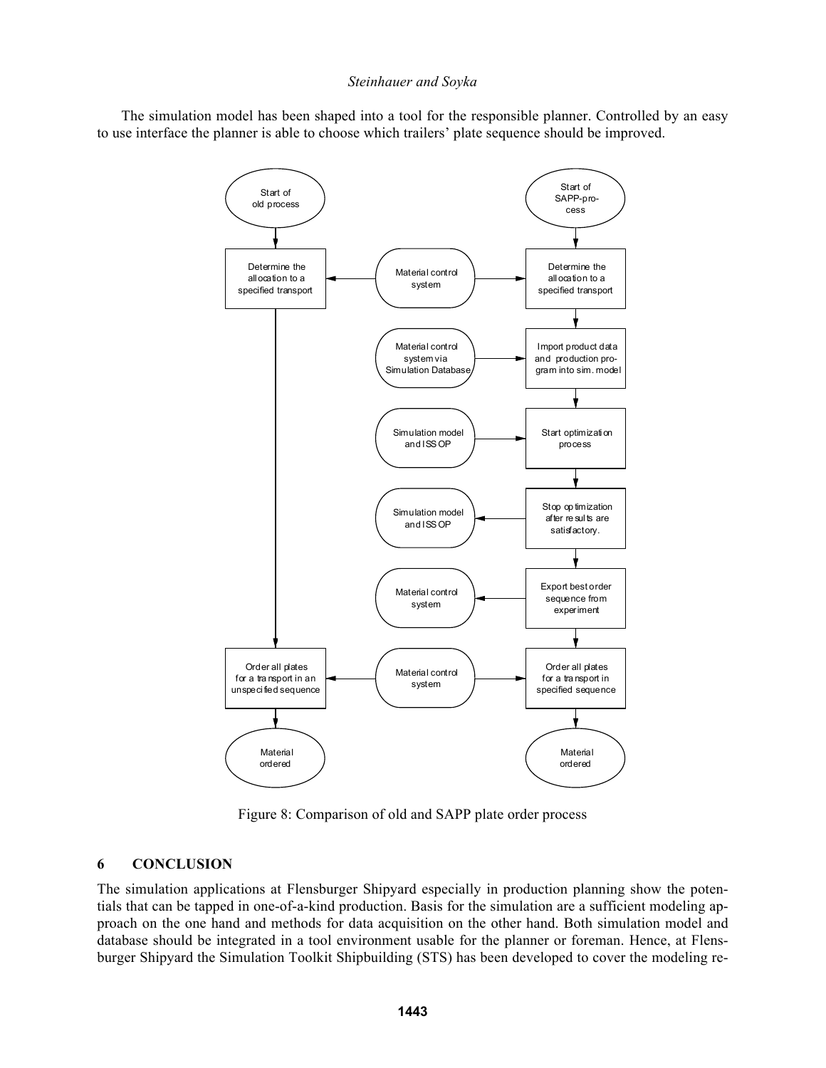The simulation model has been shaped into a tool for the responsible planner. Controlled by an easy to use interface the planner is able to choose which trailers' plate sequence should be improved.

Figure 8: Comparison of old and SAPP plate order process

## 6 CONCLUSION

The simulation applications at Flensburger Shipyard especially in production planning show the potentials that can be tapped in one-of-a-kind production. Basis for the simulation are a sufficient modeling approach on the one hand and methods for data acquisition on the other hand. Both simulation model and database should be integrated in a tool environment usable for the planner or foreman. Hence, at Flensburger Shipyard the Simulation Toolkit Shipbuilding (STS) has been developed to cover the modeling re-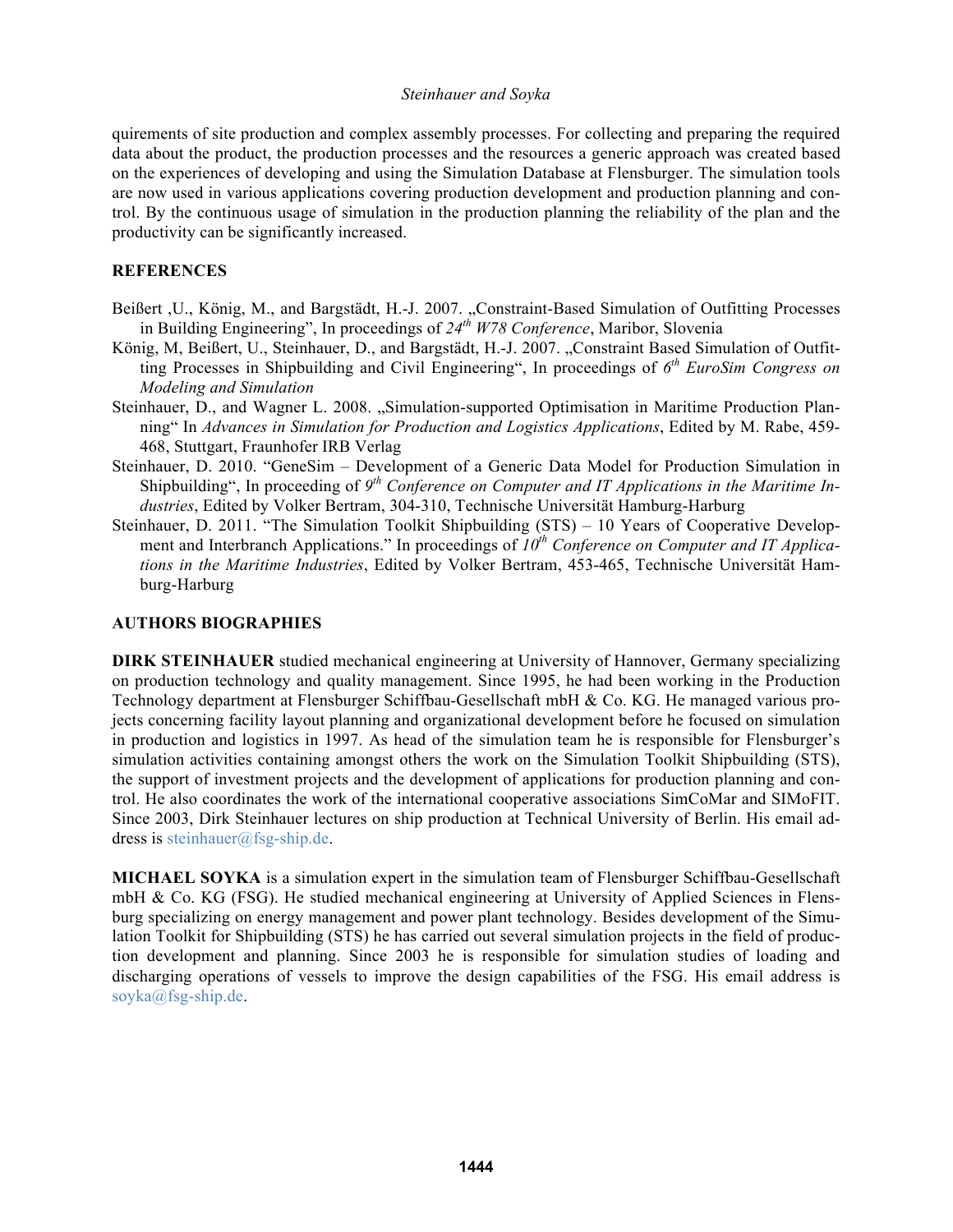quirements of site production and complex assembly processes. For collecting and preparing the required data about the product, the production processes and the resources a generic approach was created based on the experiences of developing and using the Simulation Database at Flensburger. The simulation tools are now used in various applications covering production development and production planning and control. By the continuous usage of simulation in the production planning the reliability of the plan and the productivity can be significantly increased.

## REFERENCES

Beißert ,U., König, M., and Bargstädt, H.-J. 2007. „Constraint-Based Simulation of Outfitting Processes in Building Engineering", In proceedings of *24th W78 Conference*, Maribor, Slovenia

König, M, Beißert, U., Steinhauer, D., and Bargstädt, H.-J. 2007. „Constraint Based Simulation of Outfitting Processes in Shipbuilding and Civil Engineering", In proceedings of *6th EuroSim Congress on Modeling and Simulation*

Steinhauer, D., and Wagner L. 2008. „Simulation-supported Optimisation in Maritime Production Planning" In *Advances in Simulation for Production and Logistics Applications*, Edited by M. Rabe, 459-468, Stuttgart, Fraunhofer IRB Verlag

Steinhauer, D. 2010. "GeneSim – Development of a Generic Data Model for Production Simulation in Shipbuilding", In proceeding of *9th Conference on Computer and IT Applications in the Maritime Industries*, Edited by Volker Bertram, 304-310, Technische Universität Hamburg-Harburg

Steinhauer, D. 2011. "The Simulation Toolkit Shipbuilding (STS) – 10 Years of Cooperative Development and Interbranch Applications." In proceedings of *10th Conference on Computer and IT Applications in the Maritime Industries*, Edited by Volker Bertram, 453-465, Technische Universität Hamburg-Harburg

## AUTHORS BIOGRAPHIES

**DIRK STEINHAUER** studied mechanical engineering at University of Hannover, Germany specializing on production technology and quality management. Since 1995, he had been working in the Production Technology department at Flensburger Schiffbau-Gesellschaft mbH & Co. KG. He managed various projects concerning facility layout planning and organizational development before he focused on simulation in production and logistics in 1997. As head of the simulation team he is responsible for Flensburger's simulation activities containing amongst others the work on the Simulation Toolkit Shipbuilding (STS), the support of investment projects and the development of applications for production planning and control. He also coordinates the work of the international cooperative associations SimCoMar and SIMoFIT. Since 2003, Dirk Steinhauer lectures on ship production at Technical University of Berlin. His email address is steinhauer@fsg-ship.de.

**MICHAEL SOYKA** is a simulation expert in the simulation team of Flensburger Schiffbau-Gesellschaft mbH & Co. KG (FSG). He studied mechanical engineering at University of Applied Sciences in Flensburg specializing on energy management and power plant technology. Besides development of the Simulation Toolkit for Shipbuilding (STS) he has carried out several simulation projects in the field of production development and planning. Since 2003 he is responsible for simulation studies of loading and discharging operations of vessels to improve the design capabilities of the FSG. His email address is soyka@fsg-ship.de.